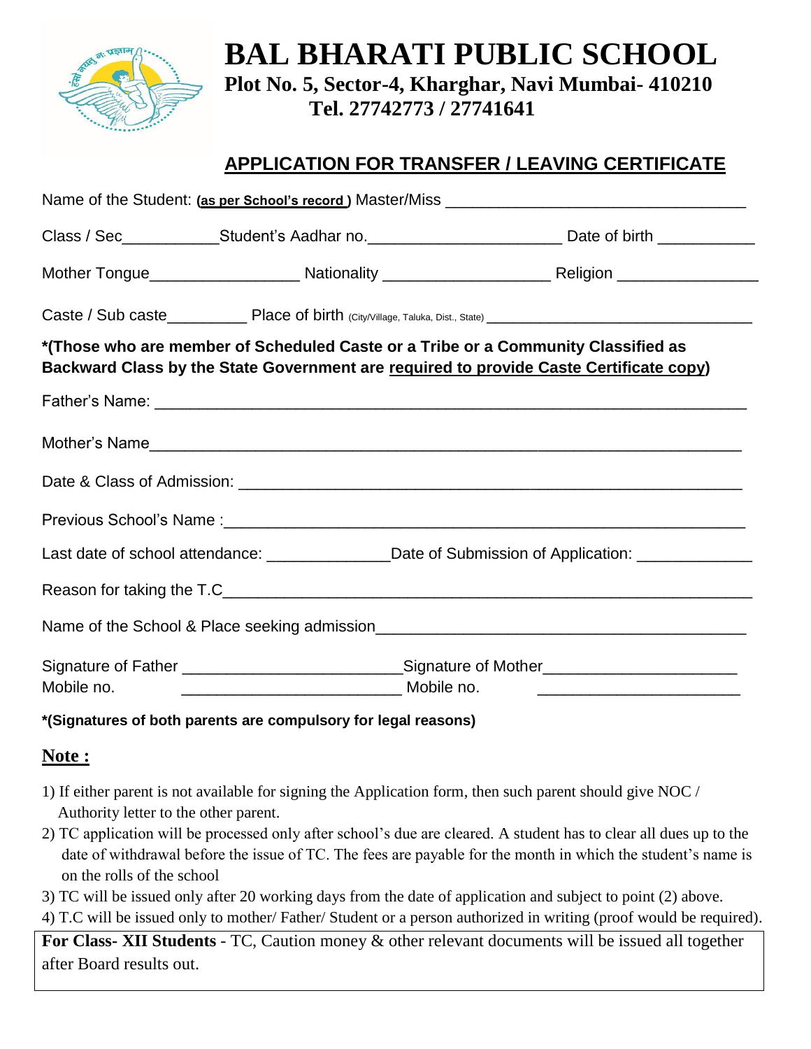# BAL BHARATI PUBLIC SCHOOL

**Plot No. 5, Sector-4, Kharghar, Navi Mumbai- 410210**
**Tel. 27742773 / 27741641**

## APPLICATION FOR TRANSFER / LEAVING CERTIFICATE

Name of the Student: **(as per School's record )** Master/Miss ___________________________________

Class / Sec___________Student's Aadhar no.______________________ Date of birth ___________

Mother Tongue_________________ Nationality ___________________ Religion ________________

Caste / Sub caste_________ Place of birth (City/Village, Taluka, Dist., State) _________________________________

**\*(Those who are member of Scheduled Caste or a Tribe or a Community Classified as Backward Class by the State Government are required to provide Caste Certificate copy)**

Father's Name: _____________________________________________________________________

Mother's Name_____________________________________________________________________

Date & Class of Admission: ___________________________________________________________

Previous School's Name :______________________________________________________________

Last date of school attendance: ______________Date of Submission of Application: _____________

Reason for taking the T.C______________________________________________________________

Name of the School & Place seeking admission___________________________________________

Signature of Father _________________________Signature of Mother______________________
Mobile no. _________________________ Mobile no. _______________________

**\*(Signatures of both parents are compulsory for legal reasons)**

**Note :**

1) If either parent is not available for signing the Application form, then such parent should give NOC / Authority letter to the other parent.
2) TC application will be processed only after school's due are cleared. A student has to clear all dues up to the date of withdrawal before the issue of TC. The fees are payable for the month in which the student's name is on the rolls of the school
3) TC will be issued only after 20 working days from the date of application and subject to point (2) above.
4) T.C will be issued only to mother/ Father/ Student or a person authorized in writing (proof would be required).

**For Class- XII Students** - TC, Caution money & other relevant documents will be issued all together after Board results out.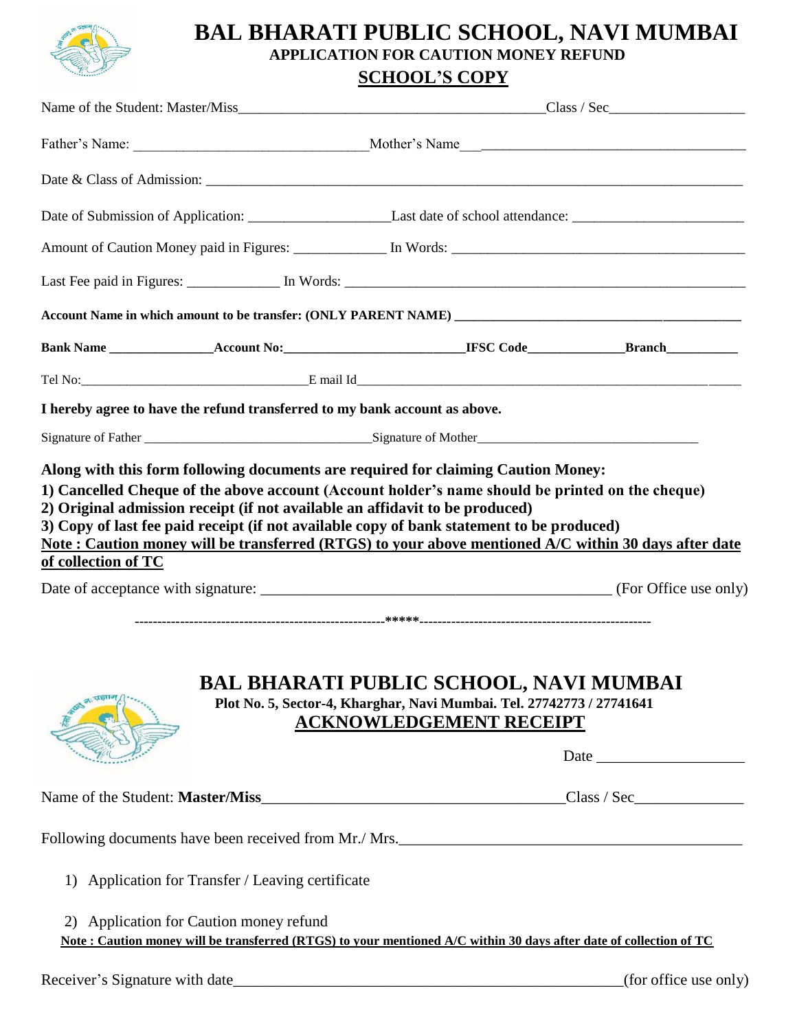# BAL BHARATI PUBLIC SCHOOL, NAVI MUMBAI

**APPLICATION FOR CAUTION MONEY REFUND**

**SCHOOL'S COPY**

Name of the Student: Master/Miss\_\_\_\_\_\_\_\_\_\_\_\_\_\_\_\_\_\_\_\_\_\_\_\_\_\_\_\_\_\_\_\_\_\_\_\_\_\_\_\_Class / Sec\_\_\_\_\_\_\_\_\_\_\_\_\_\_\_\_\_

Father's Name: \_\_\_\_\_\_\_\_\_\_\_\_\_\_\_\_\_\_\_\_\_\_\_\_\_\_\_\_\_\_Mother's Name\_\_\_\_\_\_\_\_\_\_\_\_\_\_\_\_\_\_\_\_\_\_\_\_\_\_\_\_\_\_\_\_\_\_\_

Date & Class of Admission: \_\_\_\_\_\_\_\_\_\_\_\_\_\_\_\_\_\_\_\_\_\_\_\_\_\_\_\_\_\_\_\_\_\_\_\_\_\_\_\_\_\_\_\_\_\_\_\_\_\_\_\_\_\_\_\_\_\_\_\_\_\_\_\_\_\_\_\_

Date of Submission of Application: \_\_\_\_\_\_\_\_\_\_\_\_\_\_\_\_\_\_Last date of school attendance: \_\_\_\_\_\_\_\_\_\_\_\_\_\_\_\_\_\_\_\_\_\_

Amount of Caution Money paid in Figures: \_\_\_\_\_\_\_\_\_\_\_\_ In Words: \_\_\_\_\_\_\_\_\_\_\_\_\_\_\_\_\_\_\_\_\_\_\_\_\_\_\_\_\_\_\_\_\_\_\_\_\_\_\_

Last Fee paid in Figures: \_\_\_\_\_\_\_\_\_\_\_\_ In Words: \_\_\_\_\_\_\_\_\_\_\_\_\_\_\_\_\_\_\_\_\_\_\_\_\_\_\_\_\_\_\_\_\_\_\_\_\_\_\_\_\_\_\_\_\_\_\_\_\_\_\_\_\_

**Account Name in which amount to be transfer: (ONLY PARENT NAME) \_\_\_\_\_\_\_\_\_\_\_\_\_\_\_\_\_\_\_\_\_\_\_\_\_\_\_\_\_\_\_\_\_\_\_\_\_\_\_\_**

**Bank Name \_\_\_\_\_\_\_\_\_\_\_\_\_\_\_Account No:\_\_\_\_\_\_\_\_\_\_\_\_\_\_\_\_\_\_\_\_\_\_\_\_\_IFSC Code\_\_\_\_\_\_\_\_\_\_\_\_\_\_Branch\_\_\_\_\_\_\_\_\_\_**

Tel No:\_\_\_\_\_\_\_\_\_\_\_\_\_\_\_\_\_\_\_\_\_\_\_\_\_\_\_\_\_\_\_\_\_E mail Id\_\_\_\_\_\_\_\_\_\_\_\_\_\_\_\_\_\_\_\_\_\_\_\_\_\_\_\_\_\_\_\_\_\_\_\_\_\_\_\_\_\_\_\_\_\_\_\_\_\_\_\_\_\_\_\_\_

**I hereby agree to have the refund transferred to my bank account as above.**

Signature of Father \_\_\_\_\_\_\_\_\_\_\_\_\_\_\_\_\_\_\_\_\_\_\_\_\_\_\_\_\_\_\_\_\_Signature of Mother\_\_\_\_\_\_\_\_\_\_\_\_\_\_\_\_\_\_\_\_\_\_\_\_\_\_\_\_\_\_\_\_\_

**Along with this form following documents are required for claiming Caution Money:**

**1) Cancelled Cheque of the above account (Account holder's name should be printed on the cheque)**
**2) Original admission receipt (if not available an affidavit to be produced)**
**3) Copy of last fee paid receipt (if not available copy of bank statement to be produced)**
**<u>Note : Caution money will be transferred (RTGS) to your above mentioned A/C within 30 days after date of collection of TC</u>**

Date of acceptance with signature: \_\_\_\_\_\_\_\_\_\_\_\_\_\_\_\_\_\_\_\_\_\_\_\_\_\_\_\_\_\_\_\_\_\_\_\_\_\_\_\_\_\_\_\_\_\_ (For Office use only)

---------------------------------------------------*****---------------------------------------------------

# BAL BHARATI PUBLIC SCHOOL, NAVI MUMBAI

**Plot No. 5, Sector-4, Kharghar, Navi Mumbai. Tel. 27742773 / 27741641**

**ACKNOWLEDGEMENT RECEIPT**

Date \_\_\_\_\_\_\_\_\_\_\_\_\_\_\_\_\_\_

Name of the Student: **Master/Miss**\_\_\_\_\_\_\_\_\_\_\_\_\_\_\_\_\_\_\_\_\_\_\_\_\_\_\_\_\_\_\_\_\_\_\_\_\_\_Class / Sec\_\_\_\_\_\_\_\_\_\_\_\_\_

Following documents have been received from Mr./ Mrs.\_\_\_\_\_\_\_\_\_\_\_\_\_\_\_\_\_\_\_\_\_\_\_\_\_\_\_\_\_\_\_\_\_\_\_\_\_\_\_\_\_\_\_\_

1) Application for Transfer / Leaving certificate
2) Application for Caution money refund

**<u>Note : Caution money will be transferred (RTGS) to your mentioned A/C within 30 days after date of collection of TC</u>**

Receiver's Signature with date\_\_\_\_\_\_\_\_\_\_\_\_\_\_\_\_\_\_\_\_\_\_\_\_\_\_\_\_\_\_\_\_\_\_\_\_\_\_\_\_\_\_\_\_\_\_\_\_\_\_(for office use only)